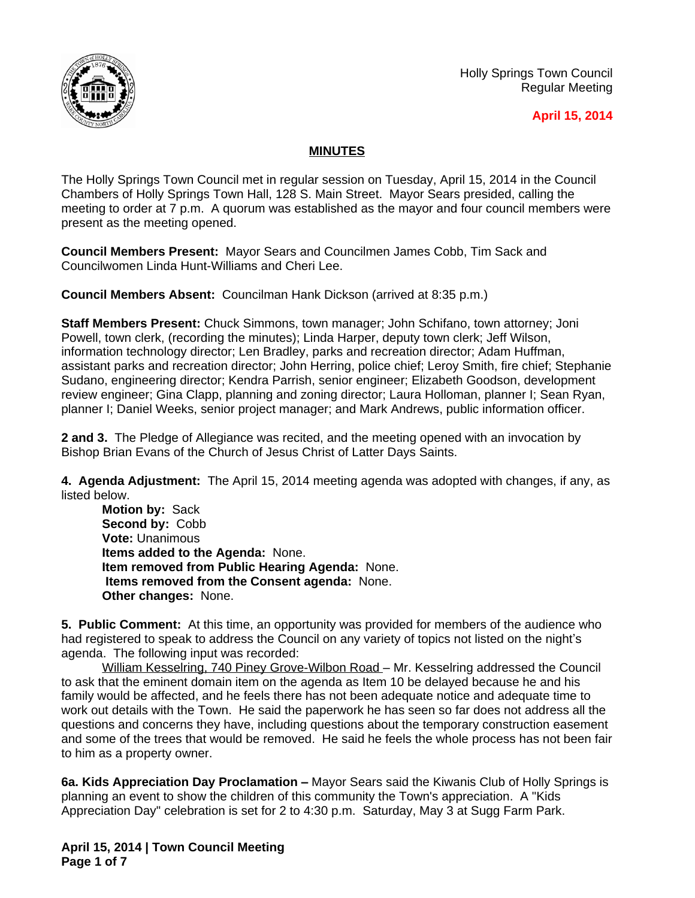Holly Springs Town Council
Regular Meeting

**April 15, 2014**

## MINUTES

The Holly Springs Town Council met in regular session on Tuesday, April 15, 2014 in the Council Chambers of Holly Springs Town Hall, 128 S. Main Street. Mayor Sears presided, calling the meeting to order at 7 p.m. A quorum was established as the mayor and four council members were present as the meeting opened.

**Council Members Present:** Mayor Sears and Councilmen James Cobb, Tim Sack and Councilwomen Linda Hunt-Williams and Cheri Lee.

**Council Members Absent:** Councilman Hank Dickson (arrived at 8:35 p.m.)

**Staff Members Present:** Chuck Simmons, town manager; John Schifano, town attorney; Joni Powell, town clerk, (recording the minutes); Linda Harper, deputy town clerk; Jeff Wilson, information technology director; Len Bradley, parks and recreation director; Adam Huffman, assistant parks and recreation director; John Herring, police chief; Leroy Smith, fire chief; Stephanie Sudano, engineering director; Kendra Parrish, senior engineer; Elizabeth Goodson, development review engineer; Gina Clapp, planning and zoning director; Laura Holloman, planner I; Sean Ryan, planner I; Daniel Weeks, senior project manager; and Mark Andrews, public information officer.

**2 and 3.** The Pledge of Allegiance was recited, and the meeting opened with an invocation by Bishop Brian Evans of the Church of Jesus Christ of Latter Days Saints.

**4. Agenda Adjustment:** The April 15, 2014 meeting agenda was adopted with changes, if any, as listed below.

**Motion by:** Sack
**Second by:** Cobb
**Vote:** Unanimous
**Items added to the Agenda:** None.
**Item removed from Public Hearing Agenda:** None.
**Items removed from the Consent agenda:** None.
**Other changes:** None.

**5. Public Comment:** At this time, an opportunity was provided for members of the audience who had registered to speak to address the Council on any variety of topics not listed on the night's agenda. The following input was recorded:

William Kesselring, 740 Piney Grove-Wilbon Road – Mr. Kesselring addressed the Council to ask that the eminent domain item on the agenda as Item 10 be delayed because he and his family would be affected, and he feels there has not been adequate notice and adequate time to work out details with the Town. He said the paperwork he has seen so far does not address all the questions and concerns they have, including questions about the temporary construction easement and some of the trees that would be removed. He said he feels the whole process has not been fair to him as a property owner.

**6a. Kids Appreciation Day Proclamation –** Mayor Sears said the Kiwanis Club of Holly Springs is planning an event to show the children of this community the Town's appreciation. A "Kids Appreciation Day" celebration is set for 2 to 4:30 p.m. Saturday, May 3 at Sugg Farm Park.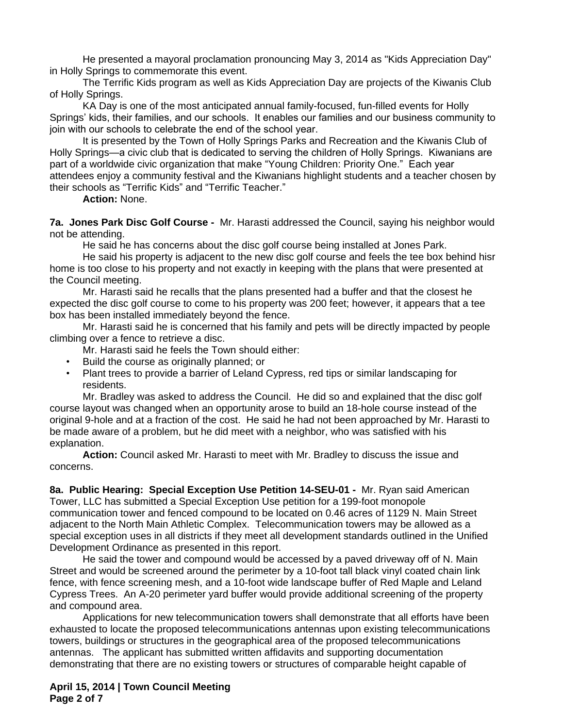He presented a mayoral proclamation pronouncing May 3, 2014 as "Kids Appreciation Day" in Holly Springs to commemorate this event.

The Terrific Kids program as well as Kids Appreciation Day are projects of the Kiwanis Club of Holly Springs.

KA Day is one of the most anticipated annual family-focused, fun-filled events for Holly Springs' kids, their families, and our schools. It enables our families and our business community to join with our schools to celebrate the end of the school year.

It is presented by the Town of Holly Springs Parks and Recreation and the Kiwanis Club of Holly Springs—a civic club that is dedicated to serving the children of Holly Springs. Kiwanians are part of a worldwide civic organization that make "Young Children: Priority One." Each year attendees enjoy a community festival and the Kiwanians highlight students and a teacher chosen by their schools as "Terrific Kids" and "Terrific Teacher."

**Action:** None.

**7a. Jones Park Disc Golf Course -** Mr. Harasti addressed the Council, saying his neighbor would not be attending.

He said he has concerns about the disc golf course being installed at Jones Park.

He said his property is adjacent to the new disc golf course and feels the tee box behind hisr home is too close to his property and not exactly in keeping with the plans that were presented at the Council meeting.

Mr. Harasti said he recalls that the plans presented had a buffer and that the closest he expected the disc golf course to come to his property was 200 feet; however, it appears that a tee box has been installed immediately beyond the fence.

Mr. Harasti said he is concerned that his family and pets will be directly impacted by people climbing over a fence to retrieve a disc.

Mr. Harasti said he feels the Town should either:

- Build the course as originally planned; or
- Plant trees to provide a barrier of Leland Cypress, red tips or similar landscaping for residents.

Mr. Bradley was asked to address the Council. He did so and explained that the disc golf course layout was changed when an opportunity arose to build an 18-hole course instead of the original 9-hole and at a fraction of the cost. He said he had not been approached by Mr. Harasti to be made aware of a problem, but he did meet with a neighbor, who was satisfied with his explanation.

**Action:** Council asked Mr. Harasti to meet with Mr. Bradley to discuss the issue and concerns.

**8a. Public Hearing: Special Exception Use Petition 14-SEU-01 -** Mr. Ryan said American Tower, LLC has submitted a Special Exception Use petition for a 199-foot monopole communication tower and fenced compound to be located on 0.46 acres of 1129 N. Main Street adjacent to the North Main Athletic Complex. Telecommunication towers may be allowed as a special exception uses in all districts if they meet all development standards outlined in the Unified Development Ordinance as presented in this report.

He said the tower and compound would be accessed by a paved driveway off of N. Main Street and would be screened around the perimeter by a 10-foot tall black vinyl coated chain link fence, with fence screening mesh, and a 10-foot wide landscape buffer of Red Maple and Leland Cypress Trees. An A-20 perimeter yard buffer would provide additional screening of the property and compound area.

Applications for new telecommunication towers shall demonstrate that all efforts have been exhausted to locate the proposed telecommunications antennas upon existing telecommunications towers, buildings or structures in the geographical area of the proposed telecommunications antennas. The applicant has submitted written affidavits and supporting documentation demonstrating that there are no existing towers or structures of comparable height capable of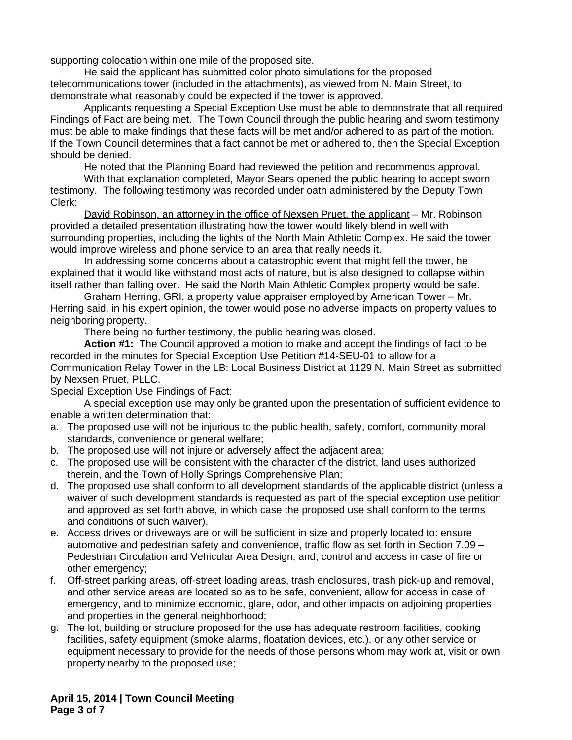supporting colocation within one mile of the proposed site.

He said the applicant has submitted color photo simulations for the proposed telecommunications tower (included in the attachments), as viewed from N. Main Street, to demonstrate what reasonably could be expected if the tower is approved.

Applicants requesting a Special Exception Use must be able to demonstrate that all required Findings of Fact are being met. The Town Council through the public hearing and sworn testimony must be able to make findings that these facts will be met and/or adhered to as part of the motion. If the Town Council determines that a fact cannot be met or adhered to, then the Special Exception should be denied.

He noted that the Planning Board had reviewed the petition and recommends approval.

With that explanation completed, Mayor Sears opened the public hearing to accept sworn testimony. The following testimony was recorded under oath administered by the Deputy Town Clerk:

<u>David Robinson, an attorney in the office of Nexsen Pruet, the applicant</u> – Mr. Robinson provided a detailed presentation illustrating how the tower would likely blend in well with surrounding properties, including the lights of the North Main Athletic Complex. He said the tower would improve wireless and phone service to an area that really needs it.

In addressing some concerns about a catastrophic event that might fell the tower, he explained that it would like withstand most acts of nature, but is also designed to collapse within itself rather than falling over. He said the North Main Athletic Complex property would be safe.

<u>Graham Herring, GRI, a property value appraiser employed by American Tower</u> – Mr. Herring said, in his expert opinion, the tower would pose no adverse impacts on property values to neighboring property.

There being no further testimony, the public hearing was closed.

**Action #1:** The Council approved a motion to make and accept the findings of fact to be recorded in the minutes for Special Exception Use Petition #14-SEU-01 to allow for a Communication Relay Tower in the LB: Local Business District at 1129 N. Main Street as submitted by Nexsen Pruet, PLLC.

<u>Special Exception Use Findings of Fact:</u>

A special exception use may only be granted upon the presentation of sufficient evidence to enable a written determination that:

a. The proposed use will not be injurious to the public health, safety, comfort, community moral standards, convenience or general welfare;
b. The proposed use will not injure or adversely affect the adjacent area;
c. The proposed use will be consistent with the character of the district, land uses authorized therein, and the Town of Holly Springs Comprehensive Plan;
d. The proposed use shall conform to all development standards of the applicable district (unless a waiver of such development standards is requested as part of the special exception use petition and approved as set forth above, in which case the proposed use shall conform to the terms and conditions of such waiver).
e. Access drives or driveways are or will be sufficient in size and properly located to: ensure automotive and pedestrian safety and convenience, traffic flow as set forth in Section 7.09 – Pedestrian Circulation and Vehicular Area Design; and, control and access in case of fire or other emergency;
f. Off-street parking areas, off-street loading areas, trash enclosures, trash pick-up and removal, and other service areas are located so as to be safe, convenient, allow for access in case of emergency, and to minimize economic, glare, odor, and other impacts on adjoining properties and properties in the general neighborhood;
g. The lot, building or structure proposed for the use has adequate restroom facilities, cooking facilities, safety equipment (smoke alarms, floatation devices, etc.), or any other service or equipment necessary to provide for the needs of those persons whom may work at, visit or own property nearby to the proposed use;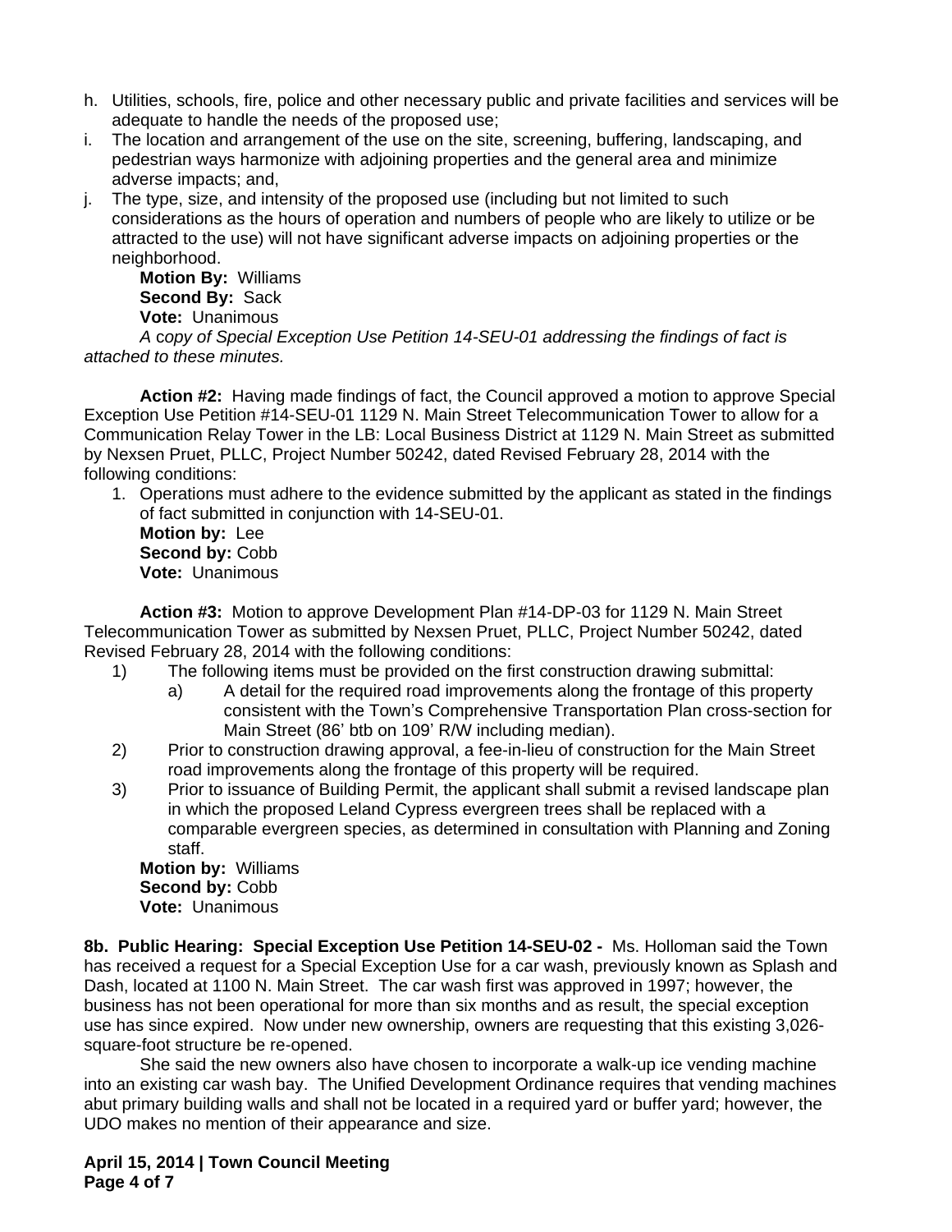h. Utilities, schools, fire, police and other necessary public and private facilities and services will be adequate to handle the needs of the proposed use;
i. The location and arrangement of the use on the site, screening, buffering, landscaping, and pedestrian ways harmonize with adjoining properties and the general area and minimize adverse impacts; and,
j. The type, size, and intensity of the proposed use (including but not limited to such considerations as the hours of operation and numbers of people who are likely to utilize or be attracted to the use) will not have significant adverse impacts on adjoining properties or the neighborhood.

**Motion By:** Williams
**Second By:** Sack
**Vote:** Unanimous

*A copy of Special Exception Use Petition 14-SEU-01 addressing the findings of fact is attached to these minutes.*

**Action #2:** Having made findings of fact, the Council approved a motion to approve Special Exception Use Petition #14-SEU-01 1129 N. Main Street Telecommunication Tower to allow for a Communication Relay Tower in the LB: Local Business District at 1129 N. Main Street as submitted by Nexsen Pruet, PLLC, Project Number 50242, dated Revised February 28, 2014 with the following conditions:

1. Operations must adhere to the evidence submitted by the applicant as stated in the findings of fact submitted in conjunction with 14-SEU-01.

**Motion by:** Lee
**Second by:** Cobb
**Vote:** Unanimous

**Action #3:** Motion to approve Development Plan #14-DP-03 for 1129 N. Main Street Telecommunication Tower as submitted by Nexsen Pruet, PLLC, Project Number 50242, dated Revised February 28, 2014 with the following conditions:

1) The following items must be provided on the first construction drawing submittal:
    a) A detail for the required road improvements along the frontage of this property consistent with the Town's Comprehensive Transportation Plan cross-section for Main Street (86' btb on 109' R/W including median).
2) Prior to construction drawing approval, a fee-in-lieu of construction for the Main Street road improvements along the frontage of this property will be required.
3) Prior to issuance of Building Permit, the applicant shall submit a revised landscape plan in which the proposed Leland Cypress evergreen trees shall be replaced with a comparable evergreen species, as determined in consultation with Planning and Zoning staff.

**Motion by:** Williams
**Second by:** Cobb
**Vote:** Unanimous

**8b. Public Hearing: Special Exception Use Petition 14-SEU-02 -** Ms. Holloman said the Town has received a request for a Special Exception Use for a car wash, previously known as Splash and Dash, located at 1100 N. Main Street. The car wash first was approved in 1997; however, the business has not been operational for more than six months and as result, the special exception use has since expired. Now under new ownership, owners are requesting that this existing 3,026-square-foot structure be re-opened.

She said the new owners also have chosen to incorporate a walk-up ice vending machine into an existing car wash bay. The Unified Development Ordinance requires that vending machines abut primary building walls and shall not be located in a required yard or buffer yard; however, the UDO makes no mention of their appearance and size.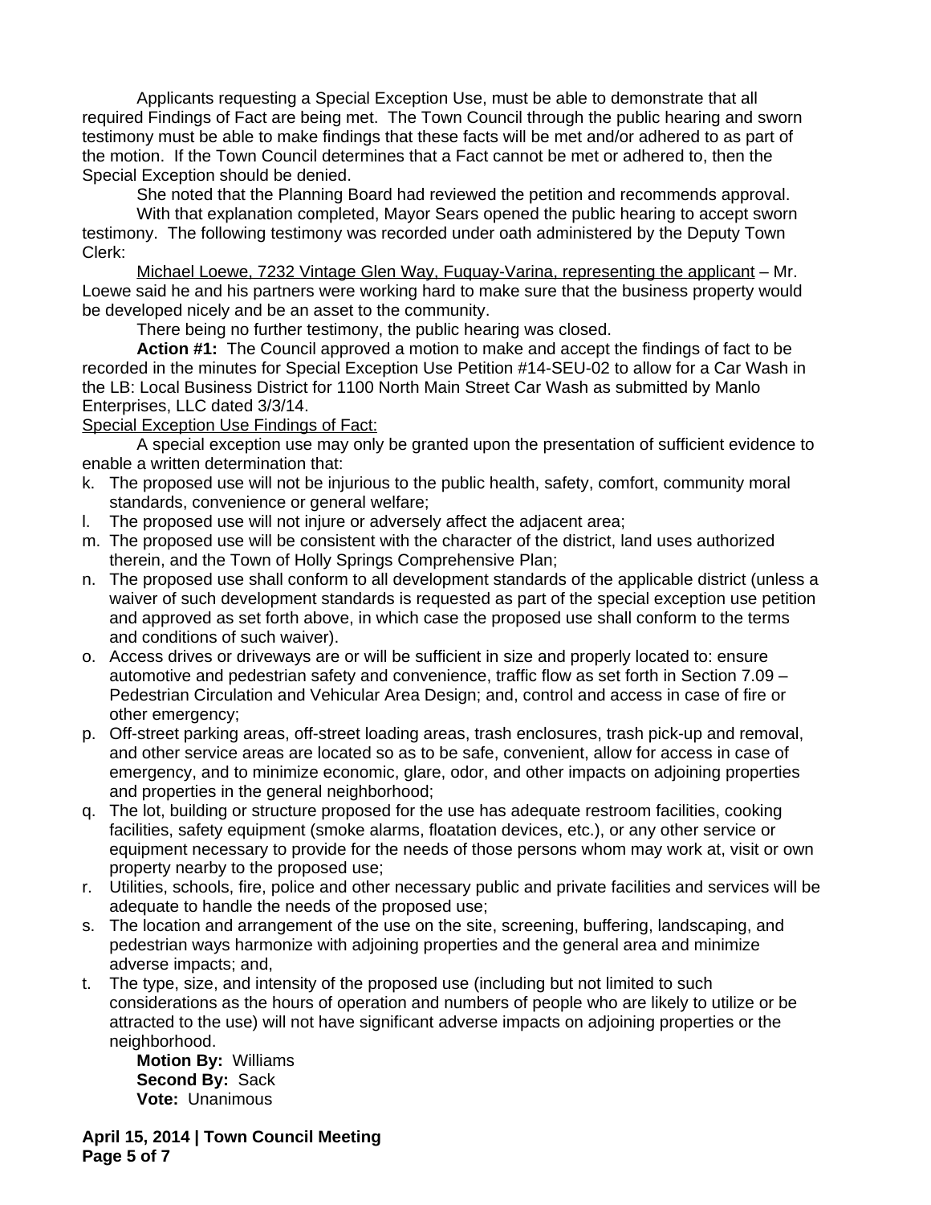Applicants requesting a Special Exception Use, must be able to demonstrate that all required Findings of Fact are being met. The Town Council through the public hearing and sworn testimony must be able to make findings that these facts will be met and/or adhered to as part of the motion. If the Town Council determines that a Fact cannot be met or adhered to, then the Special Exception should be denied.

She noted that the Planning Board had reviewed the petition and recommends approval.

With that explanation completed, Mayor Sears opened the public hearing to accept sworn testimony. The following testimony was recorded under oath administered by the Deputy Town Clerk:

Michael Loewe, 7232 Vintage Glen Way, Fuquay-Varina, representing the applicant – Mr. Loewe said he and his partners were working hard to make sure that the business property would be developed nicely and be an asset to the community.

There being no further testimony, the public hearing was closed.

**Action #1:** The Council approved a motion to make and accept the findings of fact to be recorded in the minutes for Special Exception Use Petition #14-SEU-02 to allow for a Car Wash in the LB: Local Business District for 1100 North Main Street Car Wash as submitted by Manlo Enterprises, LLC dated 3/3/14.

Special Exception Use Findings of Fact:

A special exception use may only be granted upon the presentation of sufficient evidence to enable a written determination that:

k. The proposed use will not be injurious to the public health, safety, comfort, community moral standards, convenience or general welfare;
l. The proposed use will not injure or adversely affect the adjacent area;
m. The proposed use will be consistent with the character of the district, land uses authorized therein, and the Town of Holly Springs Comprehensive Plan;
n. The proposed use shall conform to all development standards of the applicable district (unless a waiver of such development standards is requested as part of the special exception use petition and approved as set forth above, in which case the proposed use shall conform to the terms and conditions of such waiver).
o. Access drives or driveways are or will be sufficient in size and properly located to: ensure automotive and pedestrian safety and convenience, traffic flow as set forth in Section 7.09 – Pedestrian Circulation and Vehicular Area Design; and, control and access in case of fire or other emergency;
p. Off-street parking areas, off-street loading areas, trash enclosures, trash pick-up and removal, and other service areas are located so as to be safe, convenient, allow for access in case of emergency, and to minimize economic, glare, odor, and other impacts on adjoining properties and properties in the general neighborhood;
q. The lot, building or structure proposed for the use has adequate restroom facilities, cooking facilities, safety equipment (smoke alarms, floatation devices, etc.), or any other service or equipment necessary to provide for the needs of those persons whom may work at, visit or own property nearby to the proposed use;
r. Utilities, schools, fire, police and other necessary public and private facilities and services will be adequate to handle the needs of the proposed use;
s. The location and arrangement of the use on the site, screening, buffering, landscaping, and pedestrian ways harmonize with adjoining properties and the general area and minimize adverse impacts; and,
t. The type, size, and intensity of the proposed use (including but not limited to such considerations as the hours of operation and numbers of people who are likely to utilize or be attracted to the use) will not have significant adverse impacts on adjoining properties or the neighborhood.

**Motion By:** Williams
**Second By:** Sack
**Vote:** Unanimous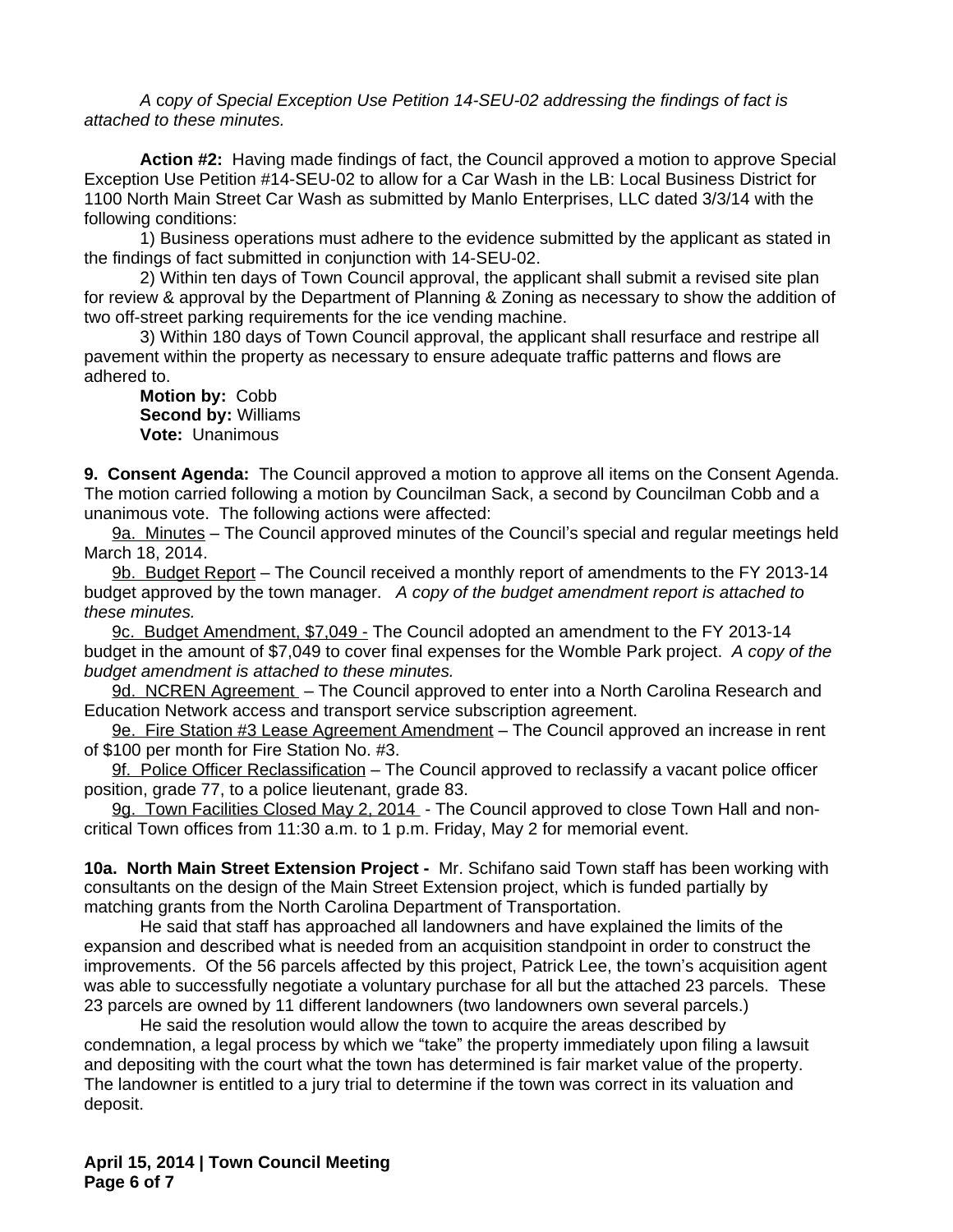*A copy of Special Exception Use Petition 14-SEU-02 addressing the findings of fact is attached to these minutes.*

**Action #2:** Having made findings of fact, the Council approved a motion to approve Special Exception Use Petition #14-SEU-02 to allow for a Car Wash in the LB: Local Business District for 1100 North Main Street Car Wash as submitted by Manlo Enterprises, LLC dated 3/3/14 with the following conditions:

1) Business operations must adhere to the evidence submitted by the applicant as stated in the findings of fact submitted in conjunction with 14-SEU-02.

2) Within ten days of Town Council approval, the applicant shall submit a revised site plan for review & approval by the Department of Planning & Zoning as necessary to show the addition of two off-street parking requirements for the ice vending machine.

3) Within 180 days of Town Council approval, the applicant shall resurface and restripe all pavement within the property as necessary to ensure adequate traffic patterns and flows are adhered to.

**Motion by:** Cobb
**Second by:** Williams
**Vote:** Unanimous

**9. Consent Agenda:** The Council approved a motion to approve all items on the Consent Agenda. The motion carried following a motion by Councilman Sack, a second by Councilman Cobb and a unanimous vote. The following actions were affected:

9a. Minutes – The Council approved minutes of the Council's special and regular meetings held March 18, 2014.

9b. Budget Report – The Council received a monthly report of amendments to the FY 2013-14 budget approved by the town manager. *A copy of the budget amendment report is attached to these minutes.*

9c. Budget Amendment, $7,049 - The Council adopted an amendment to the FY 2013-14 budget in the amount of $7,049 to cover final expenses for the Womble Park project. *A copy of the budget amendment is attached to these minutes.*

9d. NCREN Agreement – The Council approved to enter into a North Carolina Research and Education Network access and transport service subscription agreement.

9e. Fire Station #3 Lease Agreement Amendment – The Council approved an increase in rent of $100 per month for Fire Station No. #3.

9f. Police Officer Reclassification – The Council approved to reclassify a vacant police officer position, grade 77, to a police lieutenant, grade 83.

9g. Town Facilities Closed May 2, 2014 - The Council approved to close Town Hall and non-critical Town offices from 11:30 a.m. to 1 p.m. Friday, May 2 for memorial event.

**10a. North Main Street Extension Project -** Mr. Schifano said Town staff has been working with consultants on the design of the Main Street Extension project, which is funded partially by matching grants from the North Carolina Department of Transportation.

He said that staff has approached all landowners and have explained the limits of the expansion and described what is needed from an acquisition standpoint in order to construct the improvements. Of the 56 parcels affected by this project, Patrick Lee, the town's acquisition agent was able to successfully negotiate a voluntary purchase for all but the attached 23 parcels. These 23 parcels are owned by 11 different landowners (two landowners own several parcels.)

He said the resolution would allow the town to acquire the areas described by condemnation, a legal process by which we "take" the property immediately upon filing a lawsuit and depositing with the court what the town has determined is fair market value of the property. The landowner is entitled to a jury trial to determine if the town was correct in its valuation and deposit.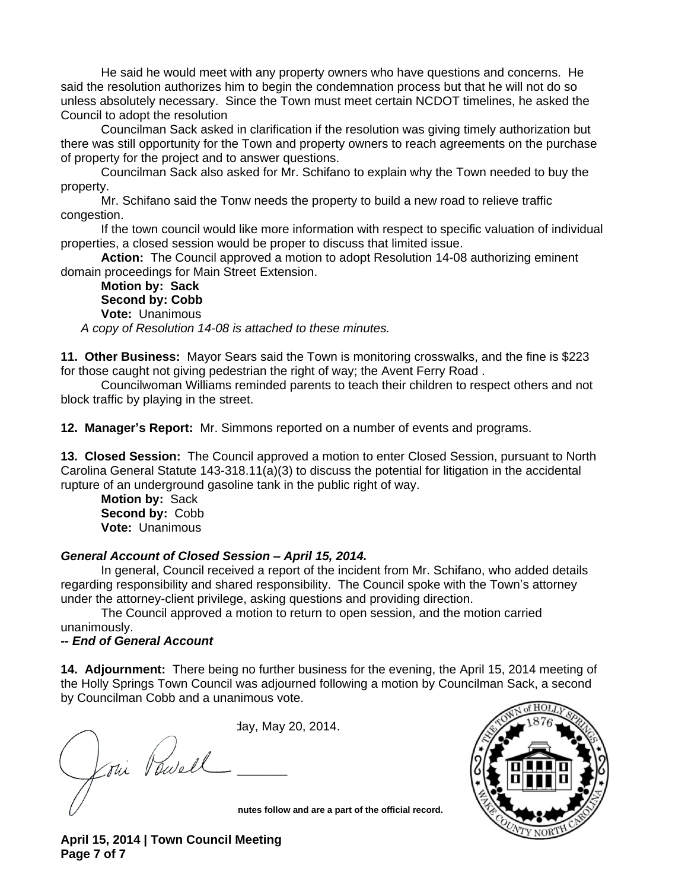He said he would meet with any property owners who have questions and concerns. He said the resolution authorizes him to begin the condemnation process but that he will not do so unless absolutely necessary. Since the Town must meet certain NCDOT timelines, he asked the Council to adopt the resolution

Councilman Sack asked in clarification if the resolution was giving timely authorization but there was still opportunity for the Town and property owners to reach agreements on the purchase of property for the project and to answer questions.

Councilman Sack also asked for Mr. Schifano to explain why the Town needed to buy the property.

Mr. Schifano said the Tonw needs the property to build a new road to relieve traffic congestion.

If the town council would like more information with respect to specific valuation of individual properties, a closed session would be proper to discuss that limited issue.

**Action:** The Council approved a motion to adopt Resolution 14-08 authorizing eminent domain proceedings for Main Street Extension.

**Motion by: Sack**
**Second by: Cobb**
**Vote:** Unanimous

*A copy of Resolution 14-08 is attached to these minutes.*

**11. Other Business:** Mayor Sears said the Town is monitoring crosswalks, and the fine is $223 for those caught not giving pedestrian the right of way; the Avent Ferry Road .

Councilwoman Williams reminded parents to teach their children to respect others and not block traffic by playing in the street.

**12. Manager's Report:** Mr. Simmons reported on a number of events and programs.

**13. Closed Session:** The Council approved a motion to enter Closed Session, pursuant to North Carolina General Statute 143-318.11(a)(3) to discuss the potential for litigation in the accidental rupture of an underground gasoline tank in the public right of way.

**Motion by:** Sack
**Second by:** Cobb
**Vote:** Unanimous

***General Account of Closed Session – April 15, 2014.***

In general, Council received a report of the incident from Mr. Schifano, who added details regarding responsibility and shared responsibility. The Council spoke with the Town's attorney under the attorney-client privilege, asking questions and providing direction.

The Council approved a motion to return to open session, and the motion carried unanimously.

***-- End of General Account***

**14. Adjournment:** There being no further business for the evening, the April 15, 2014 meeting of the Holly Springs Town Council was adjourned following a motion by Councilman Sack, a second by Councilman Cobb and a unanimous vote.

day, May 20, 2014.

Joni Powell ______

**nutes follow and are a part of the official record.**

THE TOWN of HOLLY SPRINGS 1876 WAKE COUNTY NORTH CAROLINA